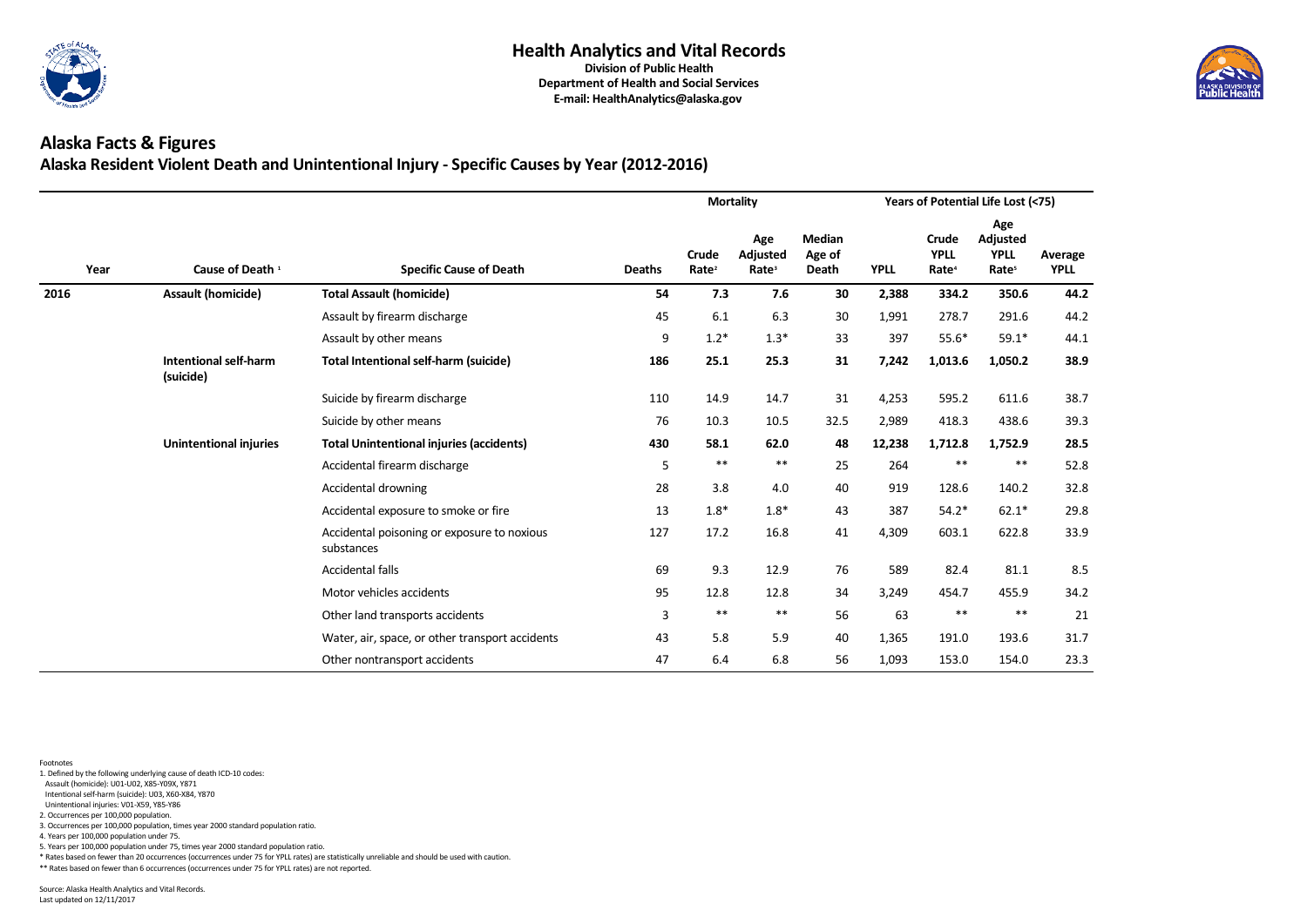# Health Analytics and Vital Records

**Division of Public Health**
**Department of Health and Social Services**
**E-mail: HealthAnalytics@alaska.gov**

## Alaska Facts & Figures

### Alaska Resident Violent Death and Unintentional Injury - Specific Causes by Year (2012-2016)

| | | | Mortality | | | | Years of Potential Life Lost (<75) | | | |
|---|---|---|---|---|---|---|---|---|---|---|
| Year | Cause of Death [1] | Specific Cause of Death | Deaths | Crude Rate[2] | Age Adjusted Rate[3] | Median Age of Death | YPLL | Crude YPLL Rate[4] | Age Adjusted YPLL Rate[5] | Average YPLL |
| **2016** | **Assault (homicide)** | **Total Assault (homicide)** | **54** | **7.3** | **7.6** | **30** | **2,388** | **334.2** | **350.6** | **44.2** |
| | | Assault by firearm discharge | 45 | 6.1 | 6.3 | 30 | 1,991 | 278.7 | 291.6 | 44.2 |
| | | Assault by other means | 9 | 1.2* | 1.3* | 33 | 397 | 55.6* | 59.1* | 44.1 |
| | **Intentional self-harm (suicide)** | **Total Intentional self-harm (suicide)** | **186** | **25.1** | **25.3** | **31** | **7,242** | **1,013.6** | **1,050.2** | **38.9** |
| | | Suicide by firearm discharge | 110 | 14.9 | 14.7 | 31 | 4,253 | 595.2 | 611.6 | 38.7 |
| | | Suicide by other means | 76 | 10.3 | 10.5 | 32.5 | 2,989 | 418.3 | 438.6 | 39.3 |
| | **Unintentional injuries** | **Total Unintentional injuries (accidents)** | **430** | **58.1** | **62.0** | **48** | **12,238** | **1,712.8** | **1,752.9** | **28.5** |
| | | Accidental firearm discharge | 5 | ** | ** | 25 | 264 | ** | ** | 52.8 |
| | | Accidental drowning | 28 | 3.8 | 4.0 | 40 | 919 | 128.6 | 140.2 | 32.8 |
| | | Accidental exposure to smoke or fire | 13 | 1.8* | 1.8* | 43 | 387 | 54.2* | 62.1* | 29.8 |
| | | Accidental poisoning or exposure to noxious substances | 127 | 17.2 | 16.8 | 41 | 4,309 | 603.1 | 622.8 | 33.9 |
| | | Accidental falls | 69 | 9.3 | 12.9 | 76 | 589 | 82.4 | 81.1 | 8.5 |
| | | Motor vehicles accidents | 95 | 12.8 | 12.8 | 34 | 3,249 | 454.7 | 455.9 | 34.2 |
| | | Other land transports accidents | 3 | ** | ** | 56 | 63 | ** | ** | 21 |
| | | Water, air, space, or other transport accidents | 43 | 5.8 | 5.9 | 40 | 1,365 | 191.0 | 193.6 | 31.7 |
| | | Other nontransport accidents | 47 | 6.4 | 6.8 | 56 | 1,093 | 153.0 | 154.0 | 23.3 |

Footnotes
1. Defined by the following underlying cause of death ICD-10 codes:
 Assault (homicide): U01-U02, X85-Y09X, Y871
 Intentional self-harm (suicide): U03, X60-X84, Y870
 Unintentional injuries: V01-X59, Y85-Y86
2. Occurrences per 100,000 population.
3. Occurrences per 100,000 population, times year 2000 standard population ratio.
4. Years per 100,000 population under 75.
5. Years per 100,000 population under 75, times year 2000 standard population ratio.
* Rates based on fewer than 20 occurrences (occurrences under 75 for YPLL rates) are statistically unreliable and should be used with caution.
** Rates based on fewer than 6 occurrences (occurrences under 75 for YPLL rates) are not reported.

Source: Alaska Health Analytics and Vital Records.
Last updated on 12/11/2017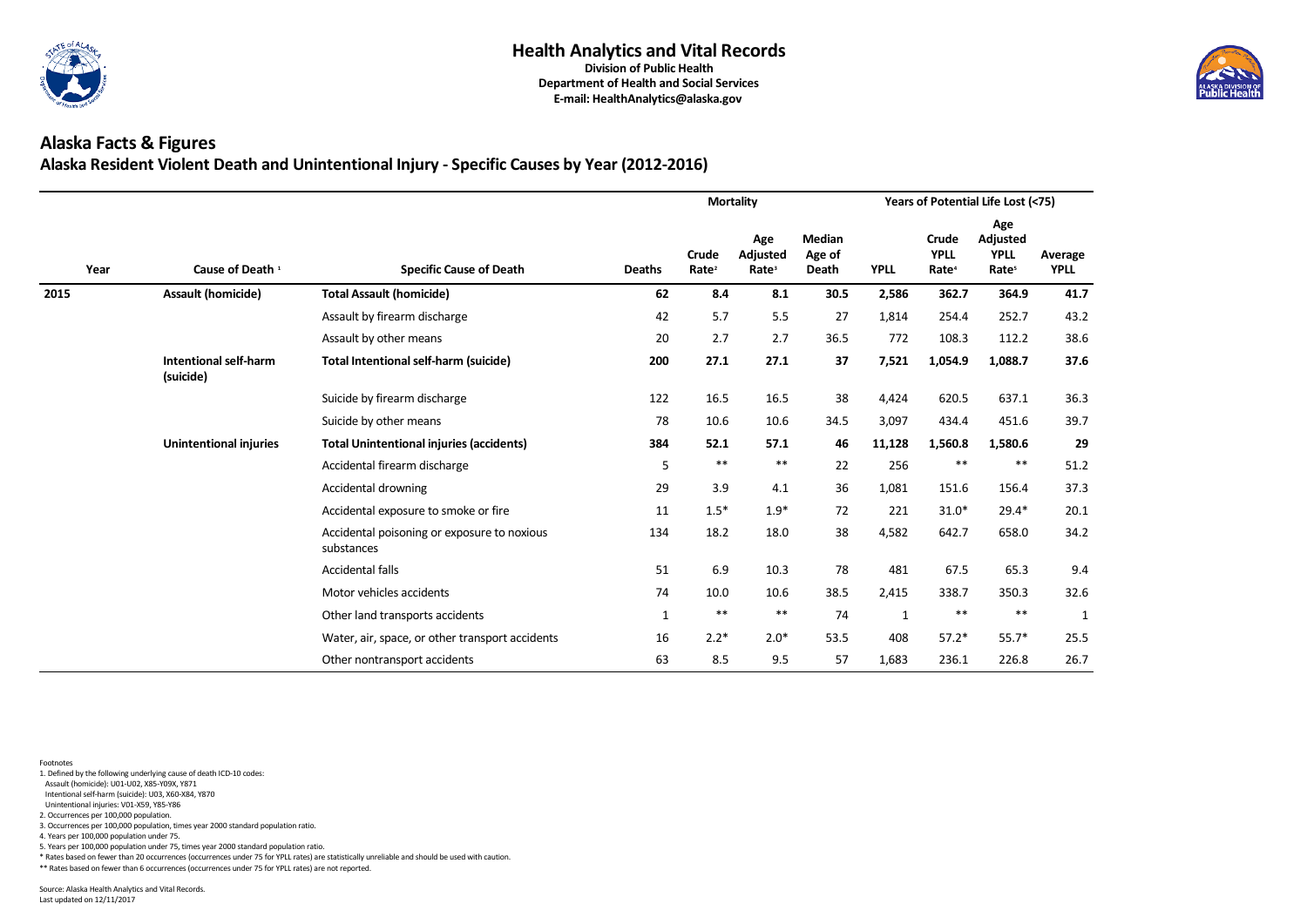# Health Analytics and Vital Records

**Division of Public Health**
**Department of Health and Social Services**
**E-mail: HealthAnalytics@alaska.gov**

## Alaska Facts & Figures

### Alaska Resident Violent Death and Unintentional Injury - Specific Causes by Year (2012-2016)

| | | | Mortality | | | | Years of Potential Life Lost (<75) | | | |
|---|---|---|---|---|---|---|---|---|---|---|
| Year | Cause of Death [1] | Specific Cause of Death | Deaths | Crude Rate[2] | Age Adjusted Rate[3] | Median Age of Death | YPLL | Crude YPLL Rate[4] | Age Adjusted YPLL Rate[5] | Average YPLL |
| **2015** | **Assault (homicide)** | **Total Assault (homicide)** | **62** | **8.4** | **8.1** | **30.5** | **2,586** | **362.7** | **364.9** | **41.7** |
| | | Assault by firearm discharge | 42 | 5.7 | 5.5 | 27 | 1,814 | 254.4 | 252.7 | 43.2 |
| | | Assault by other means | 20 | 2.7 | 2.7 | 36.5 | 772 | 108.3 | 112.2 | 38.6 |
| | **Intentional self-harm (suicide)** | **Total Intentional self-harm (suicide)** | **200** | **27.1** | **27.1** | **37** | **7,521** | **1,054.9** | **1,088.7** | **37.6** |
| | | Suicide by firearm discharge | 122 | 16.5 | 16.5 | 38 | 4,424 | 620.5 | 637.1 | 36.3 |
| | | Suicide by other means | 78 | 10.6 | 10.6 | 34.5 | 3,097 | 434.4 | 451.6 | 39.7 |
| | **Unintentional injuries** | **Total Unintentional injuries (accidents)** | **384** | **52.1** | **57.1** | **46** | **11,128** | **1,560.8** | **1,580.6** | **29** |
| | | Accidental firearm discharge | 5 | ** | ** | 22 | 256 | ** | ** | 51.2 |
| | | Accidental drowning | 29 | 3.9 | 4.1 | 36 | 1,081 | 151.6 | 156.4 | 37.3 |
| | | Accidental exposure to smoke or fire | 11 | 1.5* | 1.9* | 72 | 221 | 31.0* | 29.4* | 20.1 |
| | | Accidental poisoning or exposure to noxious substances | 134 | 18.2 | 18.0 | 38 | 4,582 | 642.7 | 658.0 | 34.2 |
| | | Accidental falls | 51 | 6.9 | 10.3 | 78 | 481 | 67.5 | 65.3 | 9.4 |
| | | Motor vehicles accidents | 74 | 10.0 | 10.6 | 38.5 | 2,415 | 338.7 | 350.3 | 32.6 |
| | | Other land transports accidents | 1 | ** | ** | 74 | 1 | ** | ** | 1 |
| | | Water, air, space, or other transport accidents | 16 | 2.2* | 2.0* | 53.5 | 408 | 57.2* | 55.7* | 25.5 |
| | | Other nontransport accidents | 63 | 8.5 | 9.5 | 57 | 1,683 | 236.1 | 226.8 | 26.7 |

Footnotes

1. Defined by the following underlying cause of death ICD-10 codes:
   Assault (homicide): U01-U02, X85-Y09X, Y871
   Intentional self-harm (suicide): U03, X60-X84, Y870
   Unintentional injuries: V01-X59, Y85-Y86
2. Occurrences per 100,000 population.
3. Occurrences per 100,000 population, times year 2000 standard population ratio.
4. Years per 100,000 population under 75.
5. Years per 100,000 population under 75, times year 2000 standard population ratio.

\* Rates based on fewer than 20 occurrences (occurrences under 75 for YPLL rates) are statistically unreliable and should be used with caution.

\** Rates based on fewer than 6 occurrences (occurrences under 75 for YPLL rates) are not reported.

Source: Alaska Health Analytics and Vital Records.
Last updated on 12/11/2017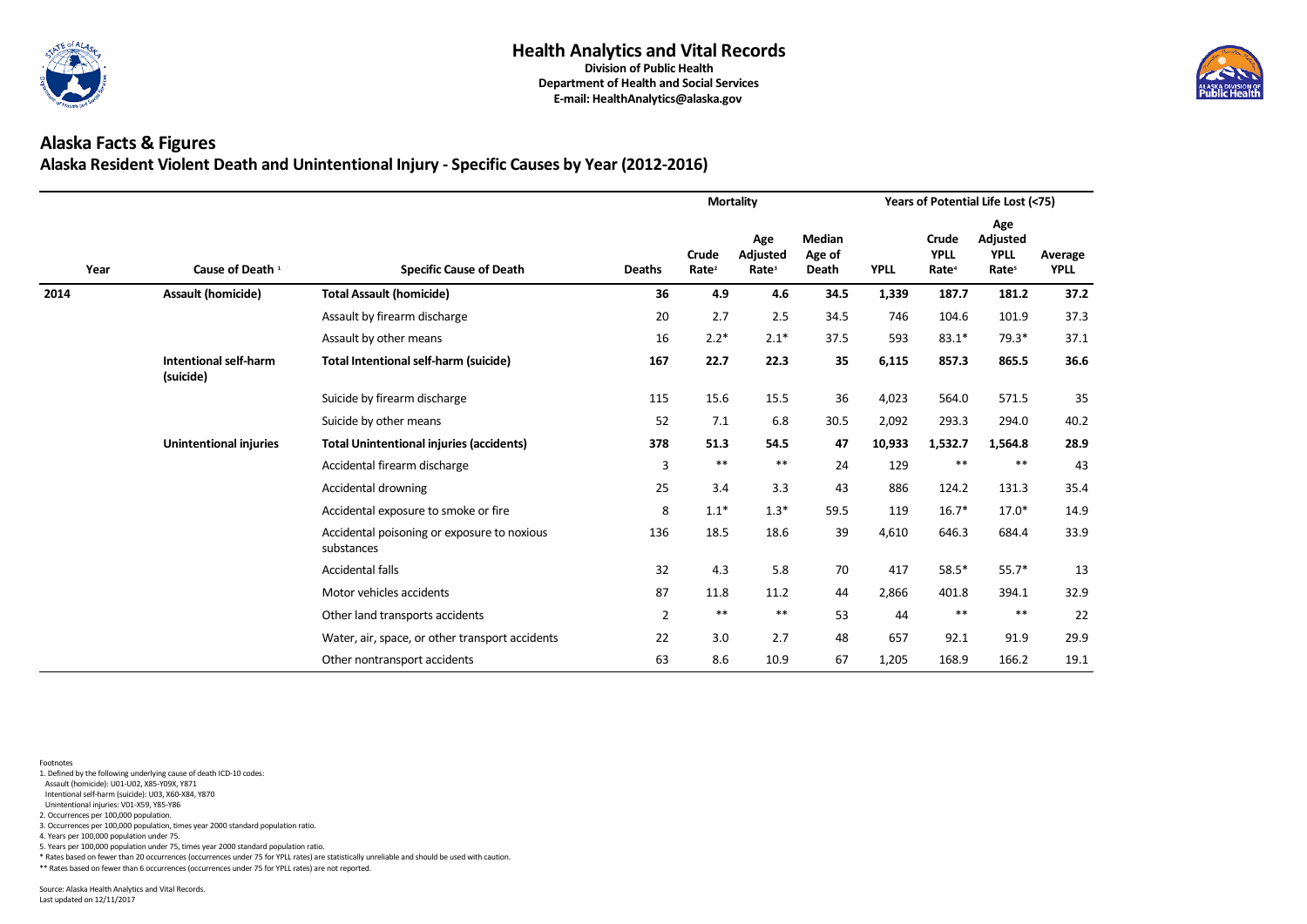# Health Analytics and Vital Records

**Division of Public Health**
**Department of Health and Social Services**
**E-mail: HealthAnalytics@alaska.gov**

## Alaska Facts & Figures

### Alaska Resident Violent Death and Unintentional Injury - Specific Causes by Year (2012-2016)

| | | | Mortality | | | | Years of Potential Life Lost (<75) | | | |
|---|---|---|---|---|---|---|---|---|---|---|
| Year | Cause of Death [1] | Specific Cause of Death | Deaths | Crude Rate[2] | Age Adjusted Rate[3] | Median Age of Death | YPLL | Crude YPLL Rate[4] | Age Adjusted YPLL Rate[5] | Average YPLL |
| **2014** | **Assault (homicide)** | **Total Assault (homicide)** | **36** | **4.9** | **4.6** | **34.5** | **1,339** | **187.7** | **181.2** | **37.2** |
| | | Assault by firearm discharge | 20 | 2.7 | 2.5 | 34.5 | 746 | 104.6 | 101.9 | 37.3 |
| | | Assault by other means | 16 | 2.2* | 2.1* | 37.5 | 593 | 83.1* | 79.3* | 37.1 |
| | **Intentional self-harm (suicide)** | **Total Intentional self-harm (suicide)** | **167** | **22.7** | **22.3** | **35** | **6,115** | **857.3** | **865.5** | **36.6** |
| | | Suicide by firearm discharge | 115 | 15.6 | 15.5 | 36 | 4,023 | 564.0 | 571.5 | 35 |
| | | Suicide by other means | 52 | 7.1 | 6.8 | 30.5 | 2,092 | 293.3 | 294.0 | 40.2 |
| | **Unintentional injuries** | **Total Unintentional injuries (accidents)** | **378** | **51.3** | **54.5** | **47** | **10,933** | **1,532.7** | **1,564.8** | **28.9** |
| | | Accidental firearm discharge | 3 | ** | ** | 24 | 129 | ** | ** | 43 |
| | | Accidental drowning | 25 | 3.4 | 3.3 | 43 | 886 | 124.2 | 131.3 | 35.4 |
| | | Accidental exposure to smoke or fire | 8 | 1.1* | 1.3* | 59.5 | 119 | 16.7* | 17.0* | 14.9 |
| | | Accidental poisoning or exposure to noxious substances | 136 | 18.5 | 18.6 | 39 | 4,610 | 646.3 | 684.4 | 33.9 |
| | | Accidental falls | 32 | 4.3 | 5.8 | 70 | 417 | 58.5* | 55.7* | 13 |
| | | Motor vehicles accidents | 87 | 11.8 | 11.2 | 44 | 2,866 | 401.8 | 394.1 | 32.9 |
| | | Other land transports accidents | 2 | ** | ** | 53 | 44 | ** | ** | 22 |
| | | Water, air, space, or other transport accidents | 22 | 3.0 | 2.7 | 48 | 657 | 92.1 | 91.9 | 29.9 |
| | | Other nontransport accidents | 63 | 8.6 | 10.9 | 67 | 1,205 | 168.9 | 166.2 | 19.1 |

Footnotes
1. Defined by the following underlying cause of death ICD-10 codes:
  Assault (homicide): U01-U02, X85-Y09X, Y871
  Intentional self-harm (suicide): U03, X60-X84, Y870
  Unintentional injuries: V01-X59, Y85-Y86
2. Occurrences per 100,000 population.
3. Occurrences per 100,000 population, times year 2000 standard population ratio.
4. Years per 100,000 population under 75.
5. Years per 100,000 population under 75, times year 2000 standard population ratio.
* Rates based on fewer than 20 occurrences (occurrences under 75 for YPLL rates) are statistically unreliable and should be used with caution.
** Rates based on fewer than 6 occurrences (occurrences under 75 for YPLL rates) are not reported.

Source: Alaska Health Analytics and Vital Records.
Last updated on 12/11/2017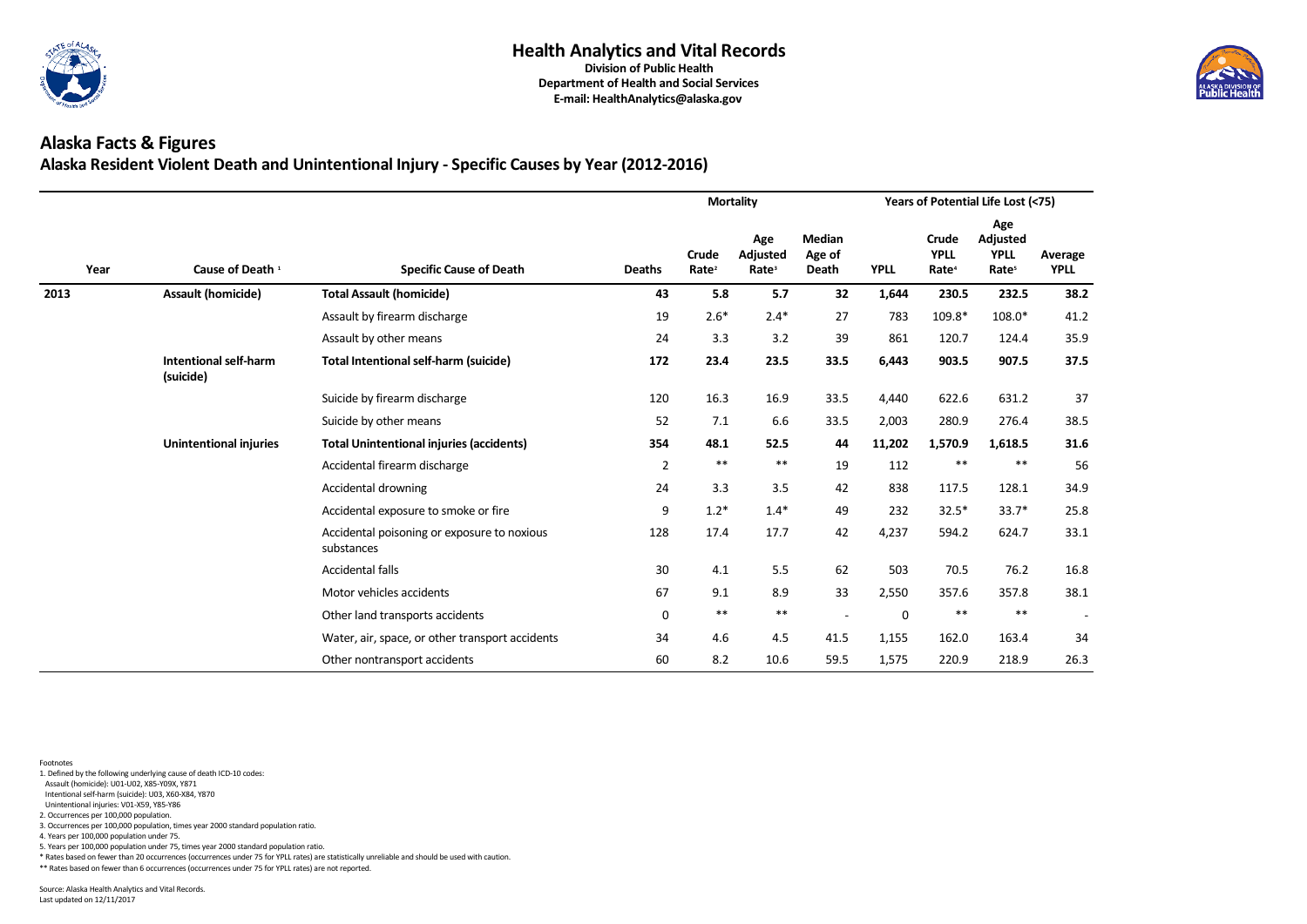# Health Analytics and Vital Records

**Division of Public Health**
**Department of Health and Social Services**
**E-mail: HealthAnalytics@alaska.gov**

## Alaska Facts & Figures

### Alaska Resident Violent Death and Unintentional Injury - Specific Causes by Year (2012-2016)

| | | | Mortality | | | | Years of Potential Life Lost (<75) | | | |
|---|---|---|---|---|---|---|---|---|---|---|
| Year | Cause of Death [1] | Specific Cause of Death | Deaths | Crude Rate[2] | Age Adjusted Rate[3] | Median Age of Death | YPLL | Crude YPLL Rate[4] | Age Adjusted YPLL Rate[5] | Average YPLL |
| **2013** | **Assault (homicide)** | **Total Assault (homicide)** | **43** | **5.8** | **5.7** | **32** | **1,644** | **230.5** | **232.5** | **38.2** |
| | | Assault by firearm discharge | 19 | 2.6* | 2.4* | 27 | 783 | 109.8* | 108.0* | 41.2 |
| | | Assault by other means | 24 | 3.3 | 3.2 | 39 | 861 | 120.7 | 124.4 | 35.9 |
| | **Intentional self-harm (suicide)** | **Total Intentional self-harm (suicide)** | **172** | **23.4** | **23.5** | **33.5** | **6,443** | **903.5** | **907.5** | **37.5** |
| | | Suicide by firearm discharge | 120 | 16.3 | 16.9 | 33.5 | 4,440 | 622.6 | 631.2 | 37 |
| | | Suicide by other means | 52 | 7.1 | 6.6 | 33.5 | 2,003 | 280.9 | 276.4 | 38.5 |
| | **Unintentional injuries** | **Total Unintentional injuries (accidents)** | **354** | **48.1** | **52.5** | **44** | **11,202** | **1,570.9** | **1,618.5** | **31.6** |
| | | Accidental firearm discharge | 2 | ** | ** | 19 | 112 | ** | ** | 56 |
| | | Accidental drowning | 24 | 3.3 | 3.5 | 42 | 838 | 117.5 | 128.1 | 34.9 |
| | | Accidental exposure to smoke or fire | 9 | 1.2* | 1.4* | 49 | 232 | 32.5* | 33.7* | 25.8 |
| | | Accidental poisoning or exposure to noxious substances | 128 | 17.4 | 17.7 | 42 | 4,237 | 594.2 | 624.7 | 33.1 |
| | | Accidental falls | 30 | 4.1 | 5.5 | 62 | 503 | 70.5 | 76.2 | 16.8 |
| | | Motor vehicles accidents | 67 | 9.1 | 8.9 | 33 | 2,550 | 357.6 | 357.8 | 38.1 |
| | | Other land transports accidents | 0 | ** | ** | - | 0 | ** | ** | - |
| | | Water, air, space, or other transport accidents | 34 | 4.6 | 4.5 | 41.5 | 1,155 | 162.0 | 163.4 | 34 |
| | | Other nontransport accidents | 60 | 8.2 | 10.6 | 59.5 | 1,575 | 220.9 | 218.9 | 26.3 |

Footnotes

1. Defined by the following underlying cause of death ICD-10 codes:
   Assault (homicide): U01-U02, X85-Y09X, Y871
   Intentional self-harm (suicide): U03, X60-X84, Y870
   Unintentional injuries: V01-X59, Y85-Y86
2. Occurrences per 100,000 population.
3. Occurrences per 100,000 population, times year 2000 standard population ratio.
4. Years per 100,000 population under 75.
5. Years per 100,000 population under 75, times year 2000 standard population ratio.

\* Rates based on fewer than 20 occurrences (occurrences under 75 for YPLL rates) are statistically unreliable and should be used with caution.

\** Rates based on fewer than 6 occurrences (occurrences under 75 for YPLL rates) are not reported.

Source: Alaska Health Analytics and Vital Records.
Last updated on 12/11/2017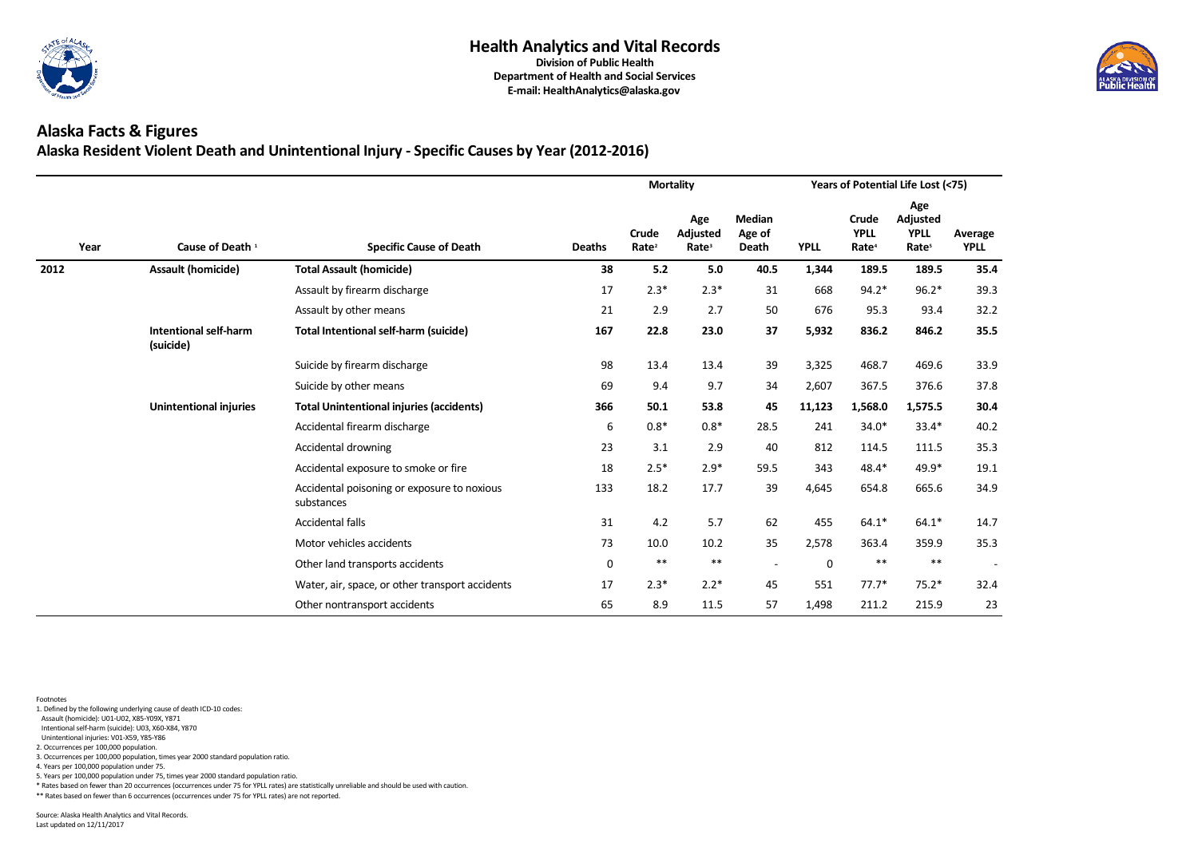# Health Analytics and Vital Records

**Division of Public Health**
**Department of Health and Social Services**
**E-mail: HealthAnalytics@alaska.gov**

## Alaska Facts & Figures

### Alaska Resident Violent Death and Unintentional Injury - Specific Causes by Year (2012-2016)

| | | | Mortality | | | | Years of Potential Life Lost (<75) | | | |
|---|---|---|---|---|---|---|---|---|---|---|
| **Year** | **Cause of Death [1]** | **Specific Cause of Death** | **Deaths** | **Crude Rate[2]** | **Age Adjusted Rate[3]** | **Median Age of Death** | **YPLL** | **Crude YPLL Rate[4]** | **Age Adjusted YPLL Rate[5]** | **Average YPLL** |
| **2012** | **Assault (homicide)** | **Total Assault (homicide)** | **38** | **5.2** | **5.0** | **40.5** | **1,344** | **189.5** | **189.5** | **35.4** |
| | | Assault by firearm discharge | 17 | 2.3* | 2.3* | 31 | 668 | 94.2* | 96.2* | 39.3 |
| | | Assault by other means | 21 | 2.9 | 2.7 | 50 | 676 | 95.3 | 93.4 | 32.2 |
| | **Intentional self-harm (suicide)** | **Total Intentional self-harm (suicide)** | **167** | **22.8** | **23.0** | **37** | **5,932** | **836.2** | **846.2** | **35.5** |
| | | Suicide by firearm discharge | 98 | 13.4 | 13.4 | 39 | 3,325 | 468.7 | 469.6 | 33.9 |
| | | Suicide by other means | 69 | 9.4 | 9.7 | 34 | 2,607 | 367.5 | 376.6 | 37.8 |
| | **Unintentional injuries** | **Total Unintentional injuries (accidents)** | **366** | **50.1** | **53.8** | **45** | **11,123** | **1,568.0** | **1,575.5** | **30.4** |
| | | Accidental firearm discharge | 6 | 0.8* | 0.8* | 28.5 | 241 | 34.0* | 33.4* | 40.2 |
| | | Accidental drowning | 23 | 3.1 | 2.9 | 40 | 812 | 114.5 | 111.5 | 35.3 |
| | | Accidental exposure to smoke or fire | 18 | 2.5* | 2.9* | 59.5 | 343 | 48.4* | 49.9* | 19.1 |
| | | Accidental poisoning or exposure to noxious substances | 133 | 18.2 | 17.7 | 39 | 4,645 | 654.8 | 665.6 | 34.9 |
| | | Accidental falls | 31 | 4.2 | 5.7 | 62 | 455 | 64.1* | 64.1* | 14.7 |
| | | Motor vehicles accidents | 73 | 10.0 | 10.2 | 35 | 2,578 | 363.4 | 359.9 | 35.3 |
| | | Other land transports accidents | 0 | ** | ** | - | 0 | ** | ** | - |
| | | Water, air, space, or other transport accidents | 17 | 2.3* | 2.2* | 45 | 551 | 77.7* | 75.2* | 32.4 |
| | | Other nontransport accidents | 65 | 8.9 | 11.5 | 57 | 1,498 | 211.2 | 215.9 | 23 |

Footnotes
1. Defined by the following underlying cause of death ICD-10 codes:
   Assault (homicide): U01-U02, X85-Y09X, Y871
   Intentional self-harm (suicide): U03, X60-X84, Y870
   Unintentional injuries: V01-X59, Y85-Y86
2. Occurrences per 100,000 population.
3. Occurrences per 100,000 population, times year 2000 standard population ratio.
4. Years per 100,000 population under 75.
5. Years per 100,000 population under 75, times year 2000 standard population ratio.
* Rates based on fewer than 20 occurrences (occurrences under 75 for YPLL rates) are statistically unreliable and should be used with caution.
** Rates based on fewer than 6 occurrences (occurrences under 75 for YPLL rates) are not reported.

Source: Alaska Health Analytics and Vital Records.
Last updated on 12/11/2017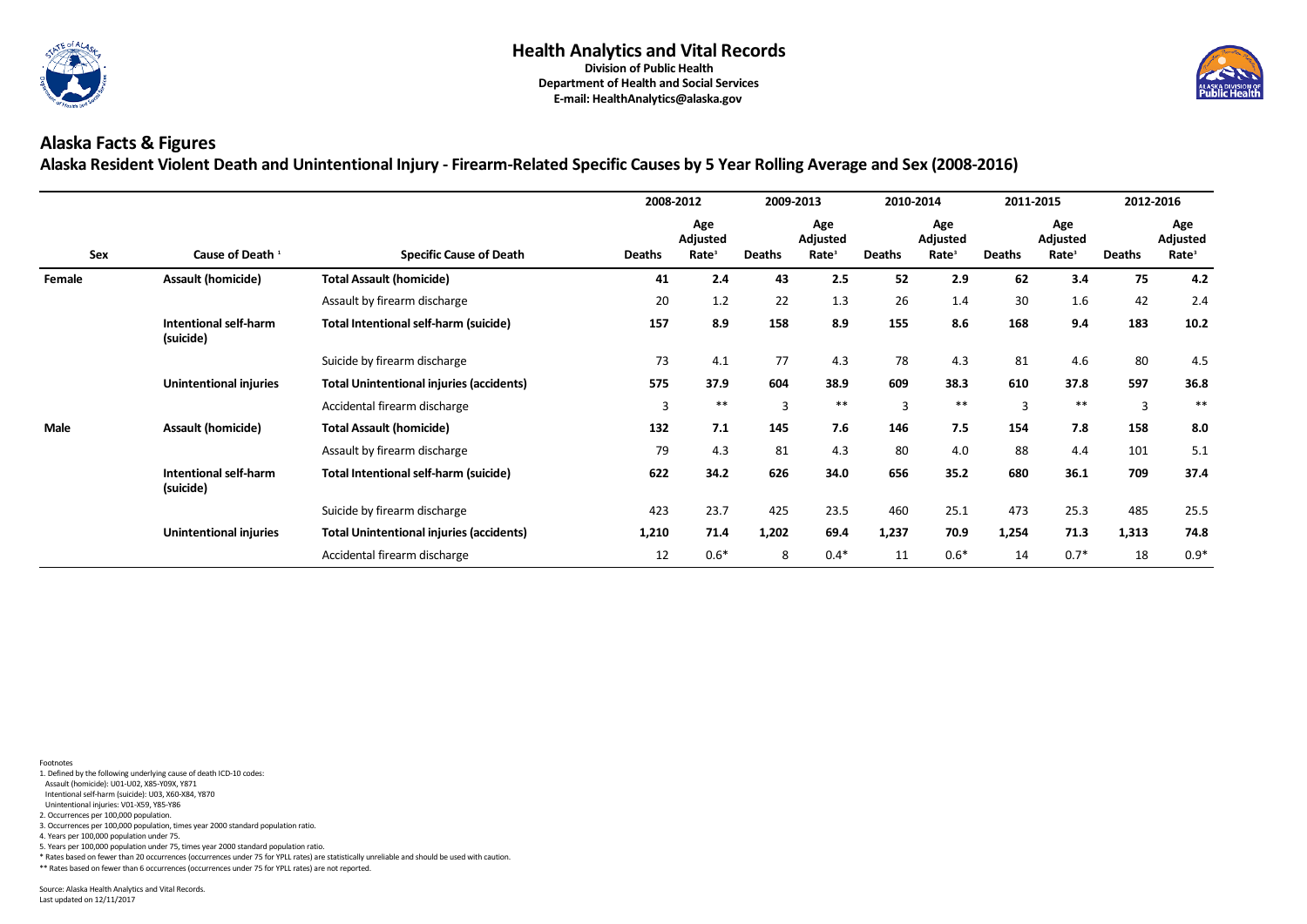# Health Analytics and Vital Records

**Division of Public Health**
**Department of Health and Social Services**
**E-mail: HealthAnalytics@alaska.gov**

## Alaska Facts & Figures

### Alaska Resident Violent Death and Unintentional Injury - Firearm-Related Specific Causes by 5 Year Rolling Average and Sex (2008-2016)

| Sex | Cause of Death [1] | Specific Cause of Death | 2008-2012 Deaths | 2008-2012 Age Adjusted Rate[3] | 2009-2013 Deaths | 2009-2013 Age Adjusted Rate[3] | 2010-2014 Deaths | 2010-2014 Age Adjusted Rate[3] | 2011-2015 Deaths | 2011-2015 Age Adjusted Rate[3] | 2012-2016 Deaths | 2012-2016 Age Adjusted Rate[3] |
|---|---|---|---|---|---|---|---|---|---|---|---|---|
| **Female** | **Assault (homicide)** | **Total Assault (homicide)** | **41** | **2.4** | **43** | **2.5** | **52** | **2.9** | **62** | **3.4** | **75** | **4.2** |
| | | Assault by firearm discharge | 20 | 1.2 | 22 | 1.3 | 26 | 1.4 | 30 | 1.6 | 42 | 2.4 |
| | **Intentional self-harm (suicide)** | **Total Intentional self-harm (suicide)** | **157** | **8.9** | **158** | **8.9** | **155** | **8.6** | **168** | **9.4** | **183** | **10.2** |
| | | Suicide by firearm discharge | 73 | 4.1 | 77 | 4.3 | 78 | 4.3 | 81 | 4.6 | 80 | 4.5 |
| | **Unintentional injuries** | **Total Unintentional injuries (accidents)** | **575** | **37.9** | **604** | **38.9** | **609** | **38.3** | **610** | **37.8** | **597** | **36.8** |
| | | Accidental firearm discharge | 3 | ** | 3 | ** | 3 | ** | 3 | ** | 3 | ** |
| **Male** | **Assault (homicide)** | **Total Assault (homicide)** | **132** | **7.1** | **145** | **7.6** | **146** | **7.5** | **154** | **7.8** | **158** | **8.0** |
| | | Assault by firearm discharge | 79 | 4.3 | 81 | 4.3 | 80 | 4.0 | 88 | 4.4 | 101 | 5.1 |
| | **Intentional self-harm (suicide)** | **Total Intentional self-harm (suicide)** | **622** | **34.2** | **626** | **34.0** | **656** | **35.2** | **680** | **36.1** | **709** | **37.4** |
| | | Suicide by firearm discharge | 423 | 23.7 | 425 | 23.5 | 460 | 25.1 | 473 | 25.3 | 485 | 25.5 |
| | **Unintentional injuries** | **Total Unintentional injuries (accidents)** | **1,210** | **71.4** | **1,202** | **69.4** | **1,237** | **70.9** | **1,254** | **71.3** | **1,313** | **74.8** |
| | | Accidental firearm discharge | 12 | 0.6* | 8 | 0.4* | 11 | 0.6* | 14 | 0.7* | 18 | 0.9* |

Footnotes
1. Defined by the following underlying cause of death ICD-10 codes:
 Assault (homicide): U01-U02, X85-Y09X, Y871
 Intentional self-harm (suicide): U03, X60-X84, Y870
 Unintentional injuries: V01-X59, Y85-Y86
2. Occurrences per 100,000 population.
3. Occurrences per 100,000 population, times year 2000 standard population ratio.
4. Years per 100,000 population under 75.
5. Years per 100,000 population under 75, times year 2000 standard population ratio.
* Rates based on fewer than 20 occurrences (occurrences under 75 for YPLL rates) are statistically unreliable and should be used with caution.
** Rates based on fewer than 6 occurrences (occurrences under 75 for YPLL rates) are not reported.

Source: Alaska Health Analytics and Vital Records.
Last updated on 12/11/2017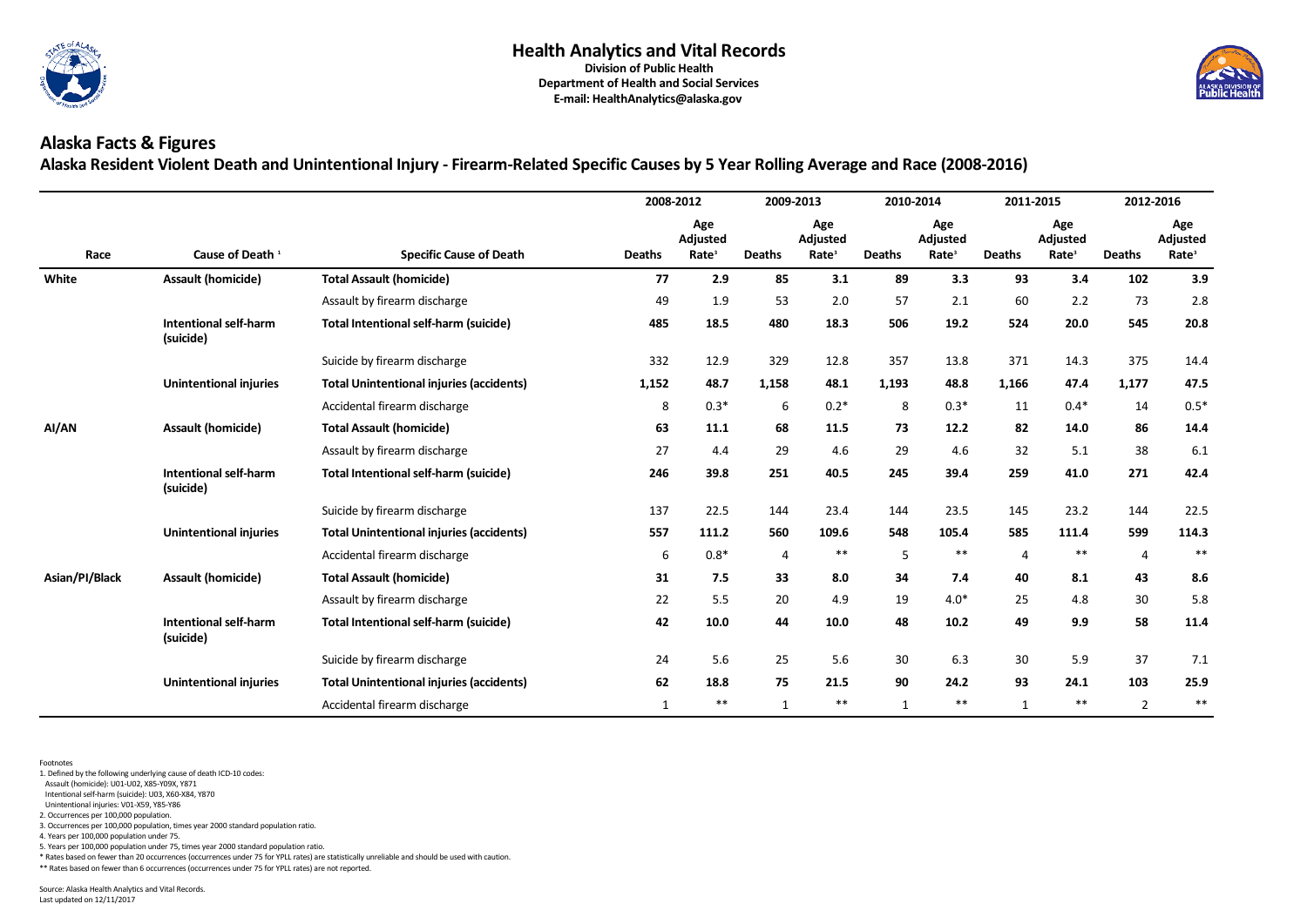# Health Analytics and Vital Records

**Division of Public Health**
**Department of Health and Social Services**
**E-mail: HealthAnalytics@alaska.gov**

## Alaska Facts & Figures

### Alaska Resident Violent Death and Unintentional Injury - Firearm-Related Specific Causes by 5 Year Rolling Average and Race (2008-2016)

| | | | 2008-2012 | | 2009-2013 | | 2010-2014 | | 2011-2015 | | 2012-2016 | |
|---|---|---|---|---|---|---|---|---|---|---|---|---|
| **Race** | **Cause of Death [1]** | **Specific Cause of Death** | **Deaths** | **Age Adjusted Rate[3]** | **Deaths** | **Age Adjusted Rate[3]** | **Deaths** | **Age Adjusted Rate[3]** | **Deaths** | **Age Adjusted Rate[3]** | **Deaths** | **Age Adjusted Rate[3]** |
| **White** | **Assault (homicide)** | **Total Assault (homicide)** | **77** | **2.9** | **85** | **3.1** | **89** | **3.3** | **93** | **3.4** | **102** | **3.9** |
| | | Assault by firearm discharge | 49 | 1.9 | 53 | 2.0 | 57 | 2.1 | 60 | 2.2 | 73 | 2.8 |
| | **Intentional self-harm (suicide)** | **Total Intentional self-harm (suicide)** | **485** | **18.5** | **480** | **18.3** | **506** | **19.2** | **524** | **20.0** | **545** | **20.8** |
| | | Suicide by firearm discharge | 332 | 12.9 | 329 | 12.8 | 357 | 13.8 | 371 | 14.3 | 375 | 14.4 |
| | **Unintentional injuries** | **Total Unintentional injuries (accidents)** | **1,152** | **48.7** | **1,158** | **48.1** | **1,193** | **48.8** | **1,166** | **47.4** | **1,177** | **47.5** |
| | | Accidental firearm discharge | 8 | 0.3* | 6 | 0.2* | 8 | 0.3* | 11 | 0.4* | 14 | 0.5* |
| **AI/AN** | **Assault (homicide)** | **Total Assault (homicide)** | **63** | **11.1** | **68** | **11.5** | **73** | **12.2** | **82** | **14.0** | **86** | **14.4** |
| | | Assault by firearm discharge | 27 | 4.4 | 29 | 4.6 | 29 | 4.6 | 32 | 5.1 | 38 | 6.1 |
| | **Intentional self-harm (suicide)** | **Total Intentional self-harm (suicide)** | **246** | **39.8** | **251** | **40.5** | **245** | **39.4** | **259** | **41.0** | **271** | **42.4** |
| | | Suicide by firearm discharge | 137 | 22.5 | 144 | 23.4 | 144 | 23.5 | 145 | 23.2 | 144 | 22.5 |
| | **Unintentional injuries** | **Total Unintentional injuries (accidents)** | **557** | **111.2** | **560** | **109.6** | **548** | **105.4** | **585** | **111.4** | **599** | **114.3** |
| | | Accidental firearm discharge | 6 | 0.8* | 4 | ** | 5 | ** | 4 | ** | 4 | ** |
| **Asian/PI/Black** | **Assault (homicide)** | **Total Assault (homicide)** | **31** | **7.5** | **33** | **8.0** | **34** | **7.4** | **40** | **8.1** | **43** | **8.6** |
| | | Assault by firearm discharge | 22 | 5.5 | 20 | 4.9 | 19 | 4.0* | 25 | 4.8 | 30 | 5.8 |
| | **Intentional self-harm (suicide)** | **Total Intentional self-harm (suicide)** | **42** | **10.0** | **44** | **10.0** | **48** | **10.2** | **49** | **9.9** | **58** | **11.4** |
| | | Suicide by firearm discharge | 24 | 5.6 | 25 | 5.6 | 30 | 6.3 | 30 | 5.9 | 37 | 7.1 |
| | **Unintentional injuries** | **Total Unintentional injuries (accidents)** | **62** | **18.8** | **75** | **21.5** | **90** | **24.2** | **93** | **24.1** | **103** | **25.9** |
| | | Accidental firearm discharge | 1 | ** | 1 | ** | 1 | ** | 1 | ** | 2 | ** |

Footnotes
1. Defined by the following underlying cause of death ICD-10 codes:
 Assault (homicide): U01-U02, X85-Y09X, Y871
 Intentional self-harm (suicide): U03, X60-X84, Y870
 Unintentional injuries: V01-X59, Y85-Y86
2. Occurrences per 100,000 population.
3. Occurrences per 100,000 population, times year 2000 standard population ratio.
4. Years per 100,000 population under 75.
5. Years per 100,000 population under 75, times year 2000 standard population ratio.
* Rates based on fewer than 20 occurrences (occurrences under 75 for YPLL rates) are statistically unreliable and should be used with caution.
** Rates based on fewer than 6 occurrences (occurrences under 75 for YPLL rates) are not reported.

Source: Alaska Health Analytics and Vital Records.
Last updated on 12/11/2017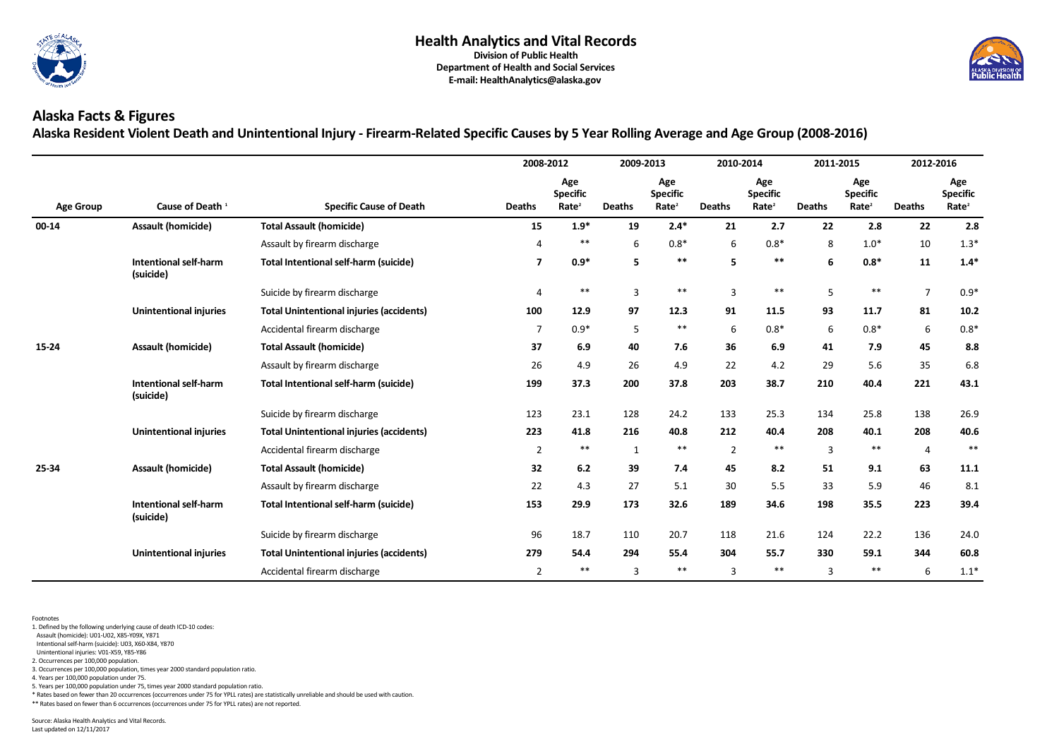# Health Analytics and Vital Records

**Division of Public Health**
**Department of Health and Social Services**
**E-mail: HealthAnalytics@alaska.gov**

## Alaska Facts & Figures

### Alaska Resident Violent Death and Unintentional Injury - Firearm-Related Specific Causes by 5 Year Rolling Average and Age Group (2008-2016)

| Age Group | Cause of Death [1] | Specific Cause of Death | 2008-2012 Deaths | 2008-2012 Age Specific Rate[2] | 2009-2013 Deaths | 2009-2013 Age Specific Rate[2] | 2010-2014 Deaths | 2010-2014 Age Specific Rate[2] | 2011-2015 Deaths | 2011-2015 Age Specific Rate[2] | 2012-2016 Deaths | 2012-2016 Age Specific Rate[2] |
|---|---|---|---|---|---|---|---|---|---|---|---|---|
| **00-14** | **Assault (homicide)** | **Total Assault (homicide)** | **15** | **1.9*** | **19** | **2.4*** | **21** | **2.7** | **22** | **2.8** | **22** | **2.8** |
| | | Assault by firearm discharge | 4 | ** | 6 | 0.8* | 6 | 0.8* | 8 | 1.0* | 10 | 1.3* |
| | **Intentional self-harm (suicide)** | **Total Intentional self-harm (suicide)** | **7** | **0.9*** | **5** | ** | **5** | ** | **6** | **0.8*** | **11** | **1.4*** |
| | | Suicide by firearm discharge | 4 | ** | 3 | ** | 3 | ** | 5 | ** | 7 | 0.9* |
| | **Unintentional injuries** | **Total Unintentional injuries (accidents)** | **100** | **12.9** | **97** | **12.3** | **91** | **11.5** | **93** | **11.7** | **81** | **10.2** |
| | | Accidental firearm discharge | 7 | 0.9* | 5 | ** | 6 | 0.8* | 6 | 0.8* | 6 | 0.8* |
| **15-24** | **Assault (homicide)** | **Total Assault (homicide)** | **37** | **6.9** | **40** | **7.6** | **36** | **6.9** | **41** | **7.9** | **45** | **8.8** |
| | | Assault by firearm discharge | 26 | 4.9 | 26 | 4.9 | 22 | 4.2 | 29 | 5.6 | 35 | 6.8 |
| | **Intentional self-harm (suicide)** | **Total Intentional self-harm (suicide)** | **199** | **37.3** | **200** | **37.8** | **203** | **38.7** | **210** | **40.4** | **221** | **43.1** |
| | | Suicide by firearm discharge | 123 | 23.1 | 128 | 24.2 | 133 | 25.3 | 134 | 25.8 | 138 | 26.9 |
| | **Unintentional injuries** | **Total Unintentional injuries (accidents)** | **223** | **41.8** | **216** | **40.8** | **212** | **40.4** | **208** | **40.1** | **208** | **40.6** |
| | | Accidental firearm discharge | 2 | ** | 1 | ** | 2 | ** | 3 | ** | 4 | ** |
| **25-34** | **Assault (homicide)** | **Total Assault (homicide)** | **32** | **6.2** | **39** | **7.4** | **45** | **8.2** | **51** | **9.1** | **63** | **11.1** |
| | | Assault by firearm discharge | 22 | 4.3 | 27 | 5.1 | 30 | 5.5 | 33 | 5.9 | 46 | 8.1 |
| | **Intentional self-harm (suicide)** | **Total Intentional self-harm (suicide)** | **153** | **29.9** | **173** | **32.6** | **189** | **34.6** | **198** | **35.5** | **223** | **39.4** |
| | | Suicide by firearm discharge | 96 | 18.7 | 110 | 20.7 | 118 | 21.6 | 124 | 22.2 | 136 | 24.0 |
| | **Unintentional injuries** | **Total Unintentional injuries (accidents)** | **279** | **54.4** | **294** | **55.4** | **304** | **55.7** | **330** | **59.1** | **344** | **60.8** |
| | | Accidental firearm discharge | 2 | ** | 3 | ** | 3 | ** | 3 | ** | 6 | 1.1* |

Footnotes

1. Defined by the following underlying cause of death ICD-10 codes:
   Assault (homicide): U01-U02, X85-Y09X, Y871
   Intentional self-harm (suicide): U03, X60-X84, Y870
   Unintentional injuries: V01-X59, Y85-Y86
2. Occurrences per 100,000 population.
3. Occurrences per 100,000 population, times year 2000 standard population ratio.
4. Years per 100,000 population under 75.
5. Years per 100,000 population under 75, times year 2000 standard population ratio.

\* Rates based on fewer than 20 occurrences (occurrences under 75 for YPLL rates) are statistically unreliable and should be used with caution.

\** Rates based on fewer than 6 occurrences (occurrences under 75 for YPLL rates) are not reported.

Source: Alaska Health Analytics and Vital Records.
Last updated on 12/11/2017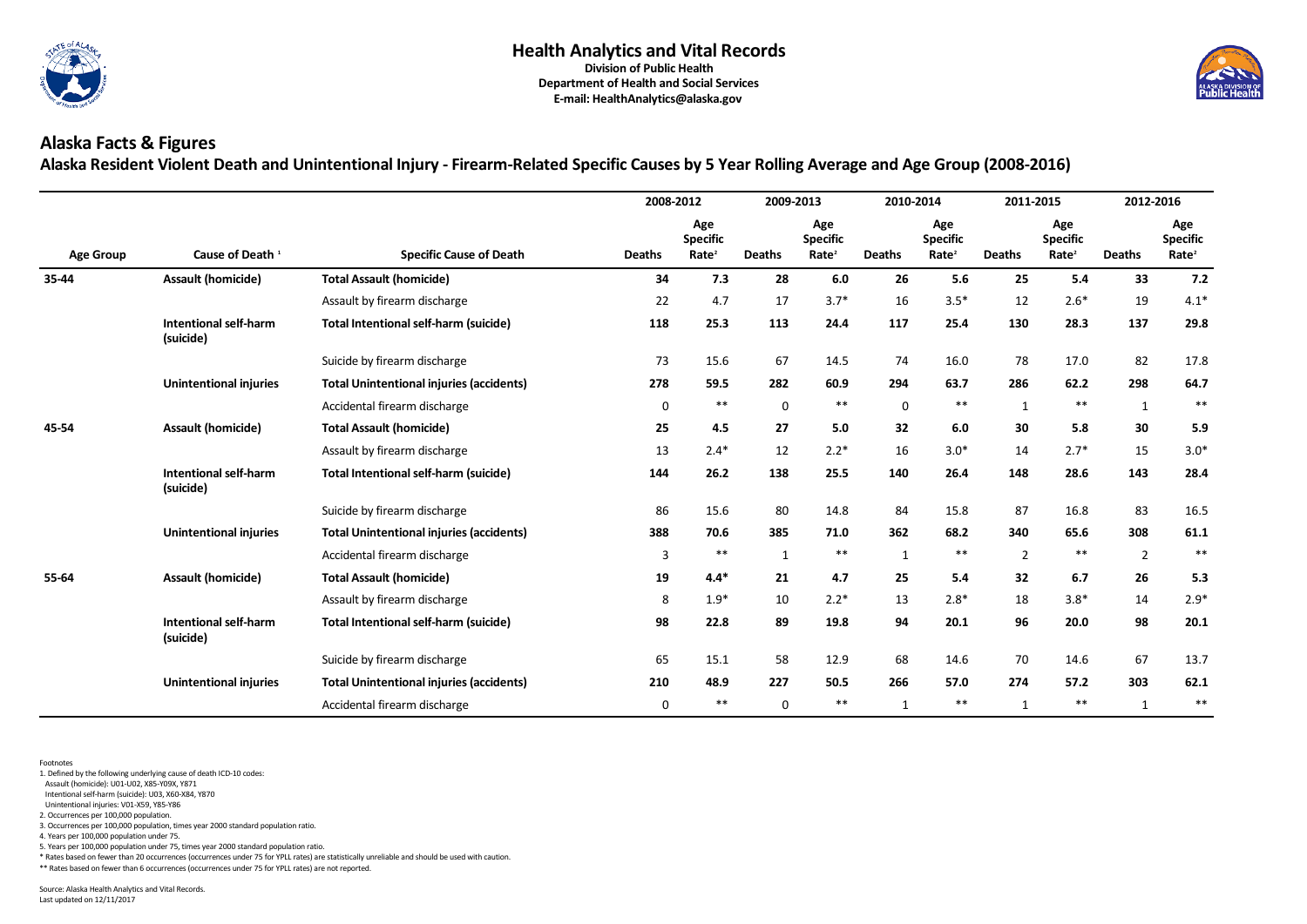# Health Analytics and Vital Records

**Division of Public Health**
**Department of Health and Social Services**
**E-mail: HealthAnalytics@alaska.gov**

## Alaska Facts & Figures

### Alaska Resident Violent Death and Unintentional Injury - Firearm-Related Specific Causes by 5 Year Rolling Average and Age Group (2008-2016)

| Age Group | Cause of Death [1] | Specific Cause of Death | 2008-2012 | | 2009-2013 | | 2010-2014 | | 2011-2015 | | 2012-2016 | |
|---|---|---|---|---|---|---|---|---|---|---|---|---|
| | | | Deaths | Age Specific Rate[2] | Deaths | Age Specific Rate[2] | Deaths | Age Specific Rate[2] | Deaths | Age Specific Rate[2] | Deaths | Age Specific Rate[2] |
| **35-44** | **Assault (homicide)** | **Total Assault (homicide)** | **34** | **7.3** | **28** | **6.0** | **26** | **5.6** | **25** | **5.4** | **33** | **7.2** |
| | | Assault by firearm discharge | 22 | 4.7 | 17 | 3.7* | 16 | 3.5* | 12 | 2.6* | 19 | 4.1* |
| | **Intentional self-harm (suicide)** | **Total Intentional self-harm (suicide)** | **118** | **25.3** | **113** | **24.4** | **117** | **25.4** | **130** | **28.3** | **137** | **29.8** |
| | | Suicide by firearm discharge | 73 | 15.6 | 67 | 14.5 | 74 | 16.0 | 78 | 17.0 | 82 | 17.8 |
| | **Unintentional injuries** | **Total Unintentional injuries (accidents)** | **278** | **59.5** | **282** | **60.9** | **294** | **63.7** | **286** | **62.2** | **298** | **64.7** |
| | | Accidental firearm discharge | 0 | ** | 0 | ** | 0 | ** | 1 | ** | 1 | ** |
| **45-54** | **Assault (homicide)** | **Total Assault (homicide)** | **25** | **4.5** | **27** | **5.0** | **32** | **6.0** | **30** | **5.8** | **30** | **5.9** |
| | | Assault by firearm discharge | 13 | 2.4* | 12 | 2.2* | 16 | 3.0* | 14 | 2.7* | 15 | 3.0* |
| | **Intentional self-harm (suicide)** | **Total Intentional self-harm (suicide)** | **144** | **26.2** | **138** | **25.5** | **140** | **26.4** | **148** | **28.6** | **143** | **28.4** |
| | | Suicide by firearm discharge | 86 | 15.6 | 80 | 14.8 | 84 | 15.8 | 87 | 16.8 | 83 | 16.5 |
| | **Unintentional injuries** | **Total Unintentional injuries (accidents)** | **388** | **70.6** | **385** | **71.0** | **362** | **68.2** | **340** | **65.6** | **308** | **61.1** |
| | | Accidental firearm discharge | 3 | ** | 1 | ** | 1 | ** | 2 | ** | 2 | ** |
| **55-64** | **Assault (homicide)** | **Total Assault (homicide)** | **19** | **4.4*** | **21** | **4.7** | **25** | **5.4** | **32** | **6.7** | **26** | **5.3** |
| | | Assault by firearm discharge | 8 | 1.9* | 10 | 2.2* | 13 | 2.8* | 18 | 3.8* | 14 | 2.9* |
| | **Intentional self-harm (suicide)** | **Total Intentional self-harm (suicide)** | **98** | **22.8** | **89** | **19.8** | **94** | **20.1** | **96** | **20.0** | **98** | **20.1** |
| | | Suicide by firearm discharge | 65 | 15.1 | 58 | 12.9 | 68 | 14.6 | 70 | 14.6 | 67 | 13.7 |
| | **Unintentional injuries** | **Total Unintentional injuries (accidents)** | **210** | **48.9** | **227** | **50.5** | **266** | **57.0** | **274** | **57.2** | **303** | **62.1** |
| | | Accidental firearm discharge | 0 | ** | 0 | ** | 1 | ** | 1 | ** | 1 | ** |

Footnotes
1. Defined by the following underlying cause of death ICD-10 codes:
 Assault (homicide): U01-U02, X85-Y09X, Y871
 Intentional self-harm (suicide): U03, X60-X84, Y870
 Unintentional injuries: V01-X59, Y85-Y86
2. Occurrences per 100,000 population.
3. Occurrences per 100,000 population, times year 2000 standard population ratio.
4. Years per 100,000 population under 75.
5. Years per 100,000 population under 75, times year 2000 standard population ratio.
* Rates based on fewer than 20 occurrences (occurrences under 75 for YPLL rates) are statistically unreliable and should be used with caution.
** Rates based on fewer than 6 occurrences (occurrences under 75 for YPLL rates) are not reported.

Source: Alaska Health Analytics and Vital Records.
Last updated on 12/11/2017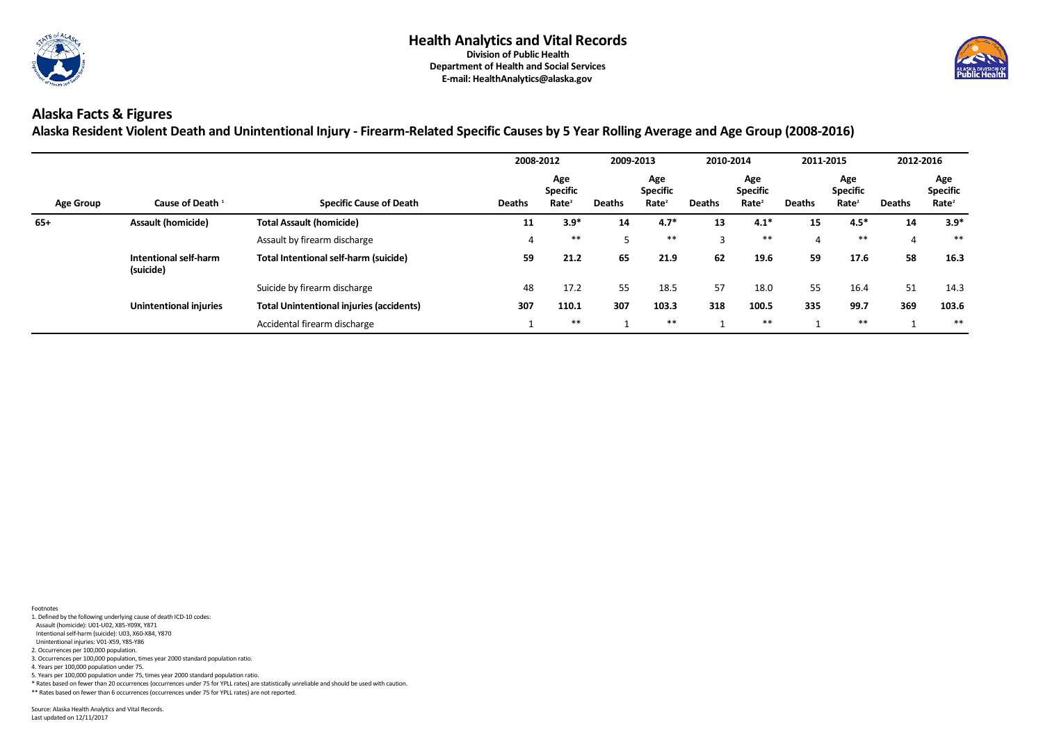# Health Analytics and Vital Records

**Division of Public Health**
**Department of Health and Social Services**
**E-mail: HealthAnalytics@alaska.gov**

## Alaska Facts & Figures

### Alaska Resident Violent Death and Unintentional Injury - Firearm-Related Specific Causes by 5 Year Rolling Average and Age Group (2008-2016)

| | | | 2008-2012 | | 2009-2013 | | 2010-2014 | | 2011-2015 | | 2012-2016 | |
|---|---|---|---|---|---|---|---|---|---|---|---|---|
| **Age Group** | **Cause of Death [1]** | **Specific Cause of Death** | **Deaths** | **Age Specific Rate[2]** | **Deaths** | **Age Specific Rate[2]** | **Deaths** | **Age Specific Rate[2]** | **Deaths** | **Age Specific Rate[2]** | **Deaths** | **Age Specific Rate[2]** |
| **65+** | **Assault (homicide)** | **Total Assault (homicide)** | **11** | **3.9*** | **14** | **4.7*** | **13** | **4.1*** | **15** | **4.5*** | **14** | **3.9*** |
| | | Assault by firearm discharge | 4 | ** | 5 | ** | 3 | ** | 4 | ** | 4 | ** |
| | **Intentional self-harm (suicide)** | **Total Intentional self-harm (suicide)** | **59** | **21.2** | **65** | **21.9** | **62** | **19.6** | **59** | **17.6** | **58** | **16.3** |
| | | Suicide by firearm discharge | 48 | 17.2 | 55 | 18.5 | 57 | 18.0 | 55 | 16.4 | 51 | 14.3 |
| | **Unintentional injuries** | **Total Unintentional injuries (accidents)** | **307** | **110.1** | **307** | **103.3** | **318** | **100.5** | **335** | **99.7** | **369** | **103.6** |
| | | Accidental firearm discharge | 1 | ** | 1 | ** | 1 | ** | 1 | ** | 1 | ** |

Footnotes
1. Defined by the following underlying cause of death ICD-10 codes:
   Assault (homicide): U01-U02, X85-Y09X, Y871
   Intentional self-harm (suicide): U03, X60-X84, Y870
   Unintentional injuries: V01-X59, Y85-Y86
2. Occurrences per 100,000 population.
3. Occurrences per 100,000 population, times year 2000 standard population ratio.
4. Years per 100,000 population under 75.
5. Years per 100,000 population under 75, times year 2000 standard population ratio.
* Rates based on fewer than 20 occurrences (occurrences under 75 for YPLL rates) are statistically unreliable and should be used with caution.
** Rates based on fewer than 6 occurrences (occurrences under 75 for YPLL rates) are not reported.

Source: Alaska Health Analytics and Vital Records.
Last updated on 12/11/2017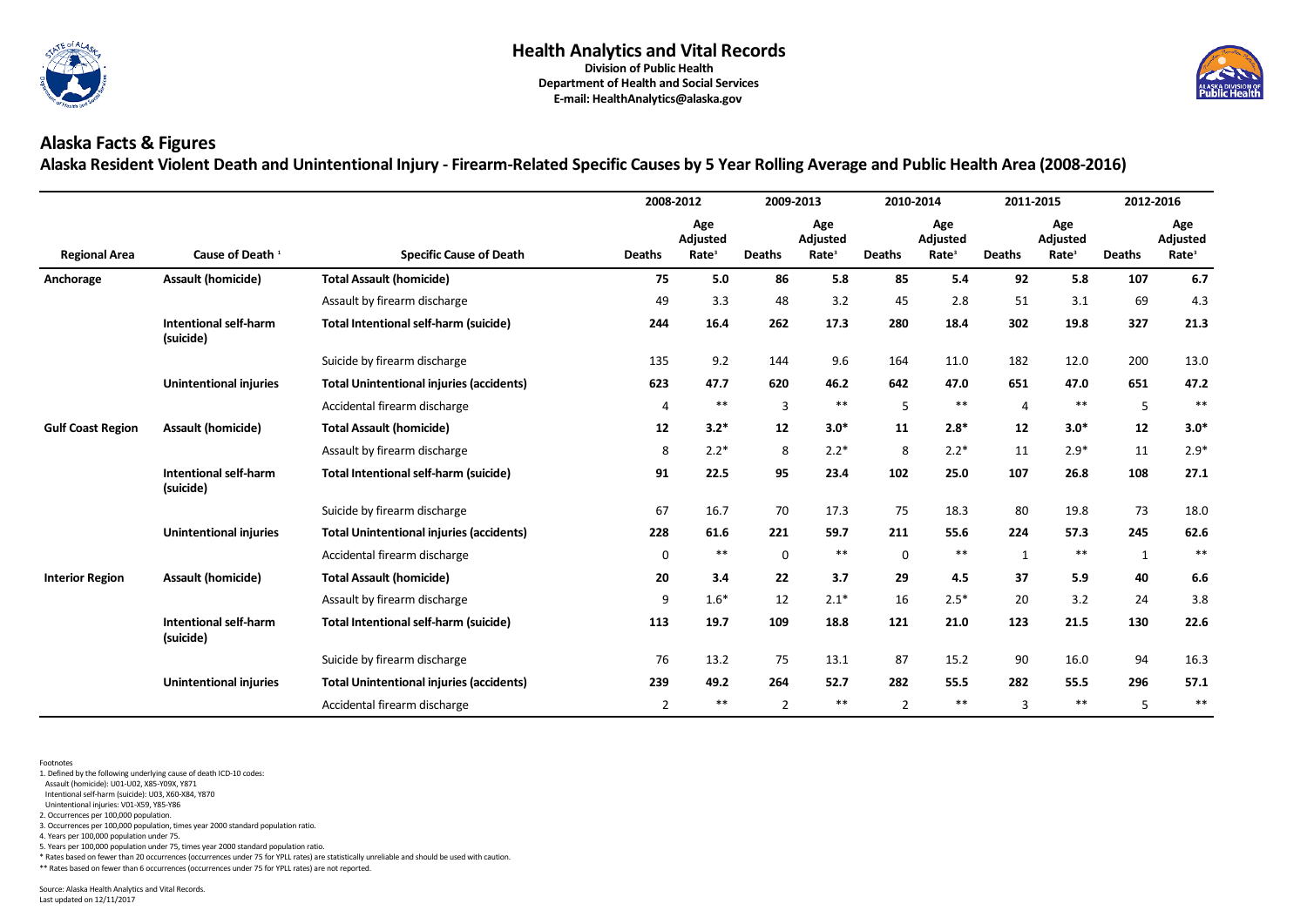# Health Analytics and Vital Records

**Division of Public Health**
**Department of Health and Social Services**
**E-mail: HealthAnalytics@alaska.gov**

## Alaska Facts & Figures

### Alaska Resident Violent Death and Unintentional Injury - Firearm-Related Specific Causes by 5 Year Rolling Average and Public Health Area (2008-2016)

| | | | 2008-2012 | | 2009-2013 | | 2010-2014 | | 2011-2015 | | 2012-2016 | |
|---|---|---|---|---|---|---|---|---|---|---|---|---|
| **Regional Area** | **Cause of Death [1]** | **Specific Cause of Death** | **Deaths** | **Age Adjusted Rate[3]** | **Deaths** | **Age Adjusted Rate[3]** | **Deaths** | **Age Adjusted Rate[3]** | **Deaths** | **Age Adjusted Rate[3]** | **Deaths** | **Age Adjusted Rate[3]** |
| **Anchorage** | **Assault (homicide)** | **Total Assault (homicide)** | **75** | **5.0** | **86** | **5.8** | **85** | **5.4** | **92** | **5.8** | **107** | **6.7** |
| | | Assault by firearm discharge | 49 | 3.3 | 48 | 3.2 | 45 | 2.8 | 51 | 3.1 | 69 | 4.3 |
| | **Intentional self-harm (suicide)** | **Total Intentional self-harm (suicide)** | **244** | **16.4** | **262** | **17.3** | **280** | **18.4** | **302** | **19.8** | **327** | **21.3** |
| | | Suicide by firearm discharge | 135 | 9.2 | 144 | 9.6 | 164 | 11.0 | 182 | 12.0 | 200 | 13.0 |
| | **Unintentional injuries** | **Total Unintentional injuries (accidents)** | **623** | **47.7** | **620** | **46.2** | **642** | **47.0** | **651** | **47.0** | **651** | **47.2** |
| | | Accidental firearm discharge | 4 | ** | 3 | ** | 5 | ** | 4 | ** | 5 | ** |
| **Gulf Coast Region** | **Assault (homicide)** | **Total Assault (homicide)** | **12** | **3.2*** | **12** | **3.0*** | **11** | **2.8*** | **12** | **3.0*** | **12** | **3.0*** |
| | | Assault by firearm discharge | 8 | 2.2* | 8 | 2.2* | 8 | 2.2* | 11 | 2.9* | 11 | 2.9* |
| | **Intentional self-harm (suicide)** | **Total Intentional self-harm (suicide)** | **91** | **22.5** | **95** | **23.4** | **102** | **25.0** | **107** | **26.8** | **108** | **27.1** |
| | | Suicide by firearm discharge | 67 | 16.7 | 70 | 17.3 | 75 | 18.3 | 80 | 19.8 | 73 | 18.0 |
| | **Unintentional injuries** | **Total Unintentional injuries (accidents)** | **228** | **61.6** | **221** | **59.7** | **211** | **55.6** | **224** | **57.3** | **245** | **62.6** |
| | | Accidental firearm discharge | 0 | ** | 0 | ** | 0 | ** | 1 | ** | 1 | ** |
| **Interior Region** | **Assault (homicide)** | **Total Assault (homicide)** | **20** | **3.4** | **22** | **3.7** | **29** | **4.5** | **37** | **5.9** | **40** | **6.6** |
| | | Assault by firearm discharge | 9 | 1.6* | 12 | 2.1* | 16 | 2.5* | 20 | 3.2 | 24 | 3.8 |
| | **Intentional self-harm (suicide)** | **Total Intentional self-harm (suicide)** | **113** | **19.7** | **109** | **18.8** | **121** | **21.0** | **123** | **21.5** | **130** | **22.6** |
| | | Suicide by firearm discharge | 76 | 13.2 | 75 | 13.1 | 87 | 15.2 | 90 | 16.0 | 94 | 16.3 |
| | **Unintentional injuries** | **Total Unintentional injuries (accidents)** | **239** | **49.2** | **264** | **52.7** | **282** | **55.5** | **282** | **55.5** | **296** | **57.1** |
| | | Accidental firearm discharge | 2 | ** | 2 | ** | 2 | ** | 3 | ** | 5 | ** |

Footnotes

1. Defined by the following underlying cause of death ICD-10 codes:
   Assault (homicide): U01-U02, X85-Y09X, Y871
   Intentional self-harm (suicide): U03, X60-X84, Y870
   Unintentional injuries: V01-X59, Y85-Y86
2. Occurrences per 100,000 population.
3. Occurrences per 100,000 population, times year 2000 standard population ratio.
4. Years per 100,000 population under 75.
5. Years per 100,000 population under 75, times year 2000 standard population ratio.

\* Rates based on fewer than 20 occurrences (occurrences under 75 for YPLL rates) are statistically unreliable and should be used with caution.

\*\* Rates based on fewer than 6 occurrences (occurrences under 75 for YPLL rates) are not reported.

Source: Alaska Health Analytics and Vital Records.
Last updated on 12/11/2017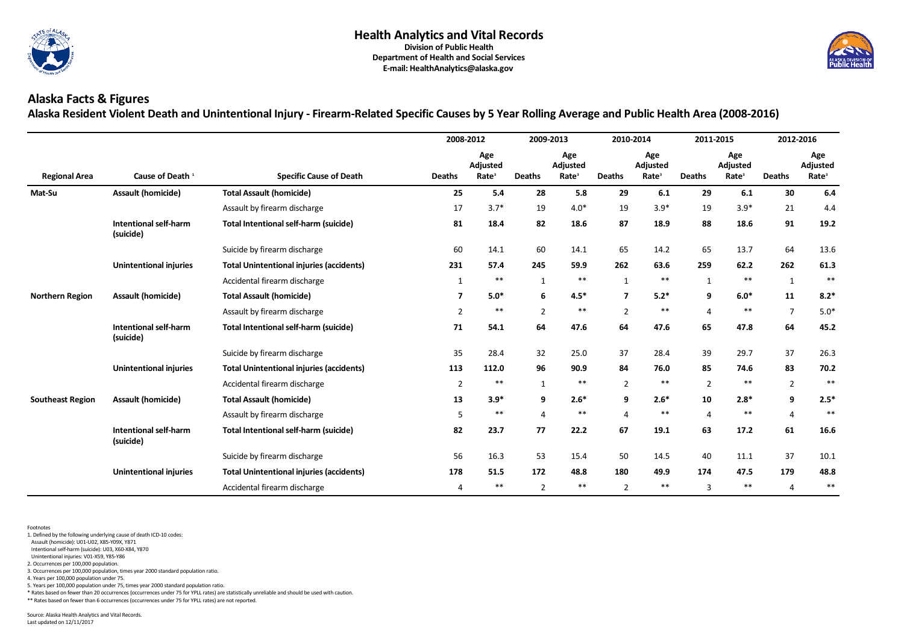## Health Analytics and Vital Records

**Division of Public Health**
**Department of Health and Social Services**
**E-mail: HealthAnalytics@alaska.gov**

# Alaska Facts & Figures

## Alaska Resident Violent Death and Unintentional Injury - Firearm-Related Specific Causes by 5 Year Rolling Average and Public Health Area (2008-2016)

| | | | 2008-2012 | | 2009-2013 | | 2010-2014 | | 2011-2015 | | 2012-2016 | |
|---|---|---|---|---|---|---|---|---|---|---|---|---|
| **Regional Area** | **Cause of Death** [1] | **Specific Cause of Death** | **Deaths** | **Age Adjusted Rate**[3] | **Deaths** | **Age Adjusted Rate**[3] | **Deaths** | **Age Adjusted Rate**[3] | **Deaths** | **Age Adjusted Rate**[3] | **Deaths** | **Age Adjusted Rate**[3] |
| **Mat-Su** | **Assault (homicide)** | **Total Assault (homicide)** | **25** | **5.4** | **28** | **5.8** | **29** | **6.1** | **29** | **6.1** | **30** | **6.4** |
| | | Assault by firearm discharge | 17 | 3.7* | 19 | 4.0* | 19 | 3.9* | 19 | 3.9* | 21 | 4.4 |
| | **Intentional self-harm (suicide)** | **Total Intentional self-harm (suicide)** | **81** | **18.4** | **82** | **18.6** | **87** | **18.9** | **88** | **18.6** | **91** | **19.2** |
| | | Suicide by firearm discharge | 60 | 14.1 | 60 | 14.1 | 65 | 14.2 | 65 | 13.7 | 64 | 13.6 |
| | **Unintentional injuries** | **Total Unintentional injuries (accidents)** | **231** | **57.4** | **245** | **59.9** | **262** | **63.6** | **259** | **62.2** | **262** | **61.3** |
| | | Accidental firearm discharge | 1 | ** | 1 | ** | 1 | ** | 1 | ** | 1 | ** |
| **Northern Region** | **Assault (homicide)** | **Total Assault (homicide)** | **7** | **5.0*** | **6** | **4.5*** | **7** | **5.2*** | **9** | **6.0*** | **11** | **8.2*** |
| | | Assault by firearm discharge | 2 | ** | 2 | ** | 2 | ** | 4 | ** | 7 | 5.0* |
| | **Intentional self-harm (suicide)** | **Total Intentional self-harm (suicide)** | **71** | **54.1** | **64** | **47.6** | **64** | **47.6** | **65** | **47.8** | **64** | **45.2** |
| | | Suicide by firearm discharge | 35 | 28.4 | 32 | 25.0 | 37 | 28.4 | 39 | 29.7 | 37 | 26.3 |
| | **Unintentional injuries** | **Total Unintentional injuries (accidents)** | **113** | **112.0** | **96** | **90.9** | **84** | **76.0** | **85** | **74.6** | **83** | **70.2** |
| | | Accidental firearm discharge | 2 | ** | 1 | ** | 2 | ** | 2 | ** | 2 | ** |
| **Southeast Region** | **Assault (homicide)** | **Total Assault (homicide)** | **13** | **3.9*** | **9** | **2.6*** | **9** | **2.6*** | **10** | **2.8*** | **9** | **2.5*** |
| | | Assault by firearm discharge | 5 | ** | 4 | ** | 4 | ** | 4 | ** | 4 | ** |
| | **Intentional self-harm (suicide)** | **Total Intentional self-harm (suicide)** | **82** | **23.7** | **77** | **22.2** | **67** | **19.1** | **63** | **17.2** | **61** | **16.6** |
| | | Suicide by firearm discharge | 56 | 16.3 | 53 | 15.4 | 50 | 14.5 | 40 | 11.1 | 37 | 10.1 |
| | **Unintentional injuries** | **Total Unintentional injuries (accidents)** | **178** | **51.5** | **172** | **48.8** | **180** | **49.9** | **174** | **47.5** | **179** | **48.8** |
| | | Accidental firearm discharge | 4 | ** | 2 | ** | 2 | ** | 3 | ** | 4 | ** |

Footnotes
1. Defined by the following underlying cause of death ICD-10 codes:
 Assault (homicide): U01-U02, X85-Y09X, Y871
 Intentional self-harm (suicide): U03, X60-X84, Y870
 Unintentional injuries: V01-X59, Y85-Y86
2. Occurrences per 100,000 population.
3. Occurrences per 100,000 population, times year 2000 standard population ratio.
4. Years per 100,000 population under 75.
5. Years per 100,000 population under 75, times year 2000 standard population ratio.
* Rates based on fewer than 20 occurrences (occurrences under 75 for YPLL rates) are statistically unreliable and should be used with caution.
** Rates based on fewer than 6 occurrences (occurrences under 75 for YPLL rates) are not reported.

Source: Alaska Health Analytics and Vital Records.
Last updated on 12/11/2017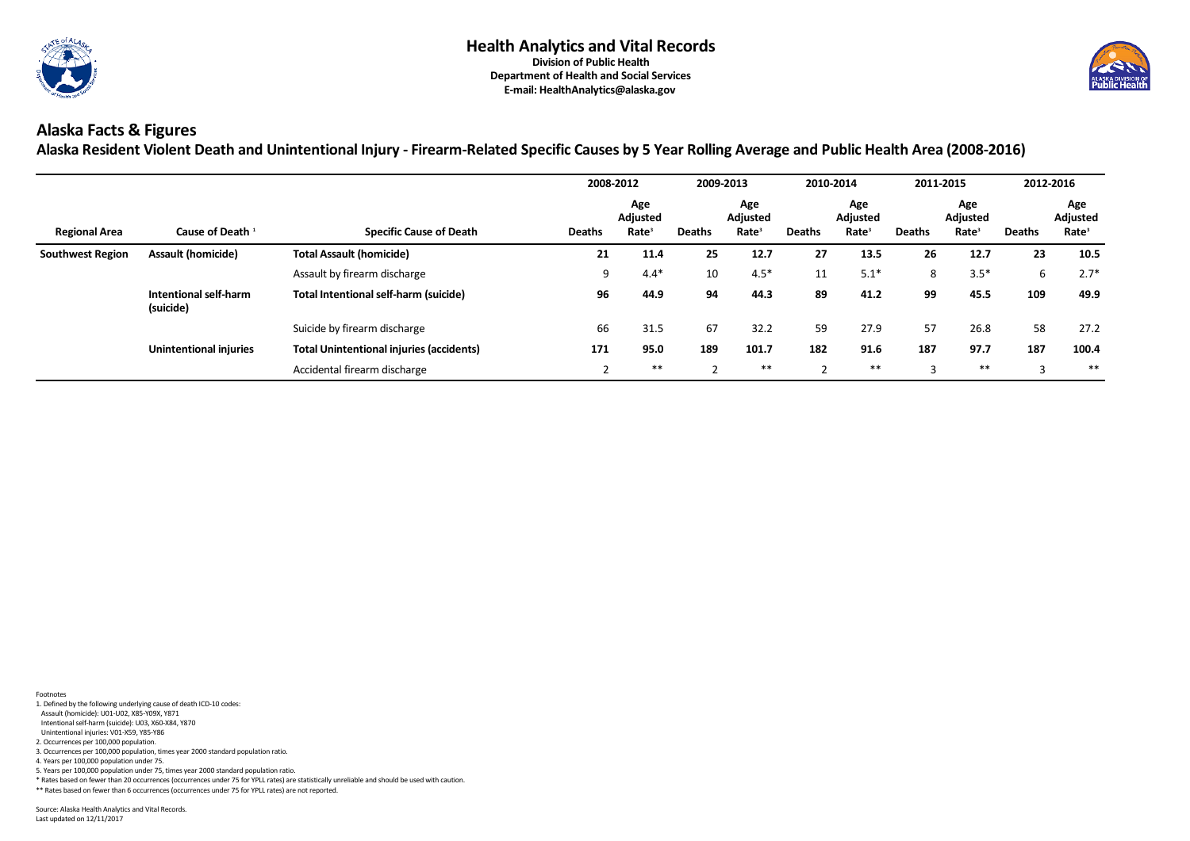# Health Analytics and Vital Records

**Division of Public Health**
**Department of Health and Social Services**
**E-mail: HealthAnalytics@alaska.gov**

## Alaska Facts & Figures

### Alaska Resident Violent Death and Unintentional Injury - Firearm-Related Specific Causes by 5 Year Rolling Average and Public Health Area (2008-2016)

| | | | 2008-2012 | | 2009-2013 | | 2010-2014 | | 2011-2015 | | 2012-2016 | |
|---|---|---|---|---|---|---|---|---|---|---|---|---|
| **Regional Area** | **Cause of Death** [1] | **Specific Cause of Death** | **Deaths** | **Age Adjusted Rate**[3] | **Deaths** | **Age Adjusted Rate**[3] | **Deaths** | **Age Adjusted Rate**[3] | **Deaths** | **Age Adjusted Rate**[3] | **Deaths** | **Age Adjusted Rate**[3] |
| **Southwest Region** | **Assault (homicide)** | **Total Assault (homicide)** | **21** | **11.4** | **25** | **12.7** | **27** | **13.5** | **26** | **12.7** | **23** | **10.5** |
| | | Assault by firearm discharge | 9 | 4.4* | 10 | 4.5* | 11 | 5.1* | 8 | 3.5* | 6 | 2.7* |
| | **Intentional self-harm (suicide)** | **Total Intentional self-harm (suicide)** | **96** | **44.9** | **94** | **44.3** | **89** | **41.2** | **99** | **45.5** | **109** | **49.9** |
| | | Suicide by firearm discharge | 66 | 31.5 | 67 | 32.2 | 59 | 27.9 | 57 | 26.8 | 58 | 27.2 |
| | **Unintentional injuries** | **Total Unintentional injuries (accidents)** | **171** | **95.0** | **189** | **101.7** | **182** | **91.6** | **187** | **97.7** | **187** | **100.4** |
| | | Accidental firearm discharge | 2 | ** | 2 | ** | 2 | ** | 3 | ** | 3 | ** |

Footnotes
1. Defined by the following underlying cause of death ICD-10 codes:
Assault (homicide): U01-U02, X85-Y09X, Y871
Intentional self-harm (suicide): U03, X60-X84, Y870
Unintentional injuries: V01-X59, Y85-Y86
2. Occurrences per 100,000 population.
3. Occurrences per 100,000 population, times year 2000 standard population ratio.
4. Years per 100,000 population under 75.
5. Years per 100,000 population under 75, times year 2000 standard population ratio.
* Rates based on fewer than 20 occurrences (occurrences under 75 for YPLL rates) are statistically unreliable and should be used with caution.
** Rates based on fewer than 6 occurrences (occurrences under 75 for YPLL rates) are not reported.

Source: Alaska Health Analytics and Vital Records.
Last updated on 12/11/2017